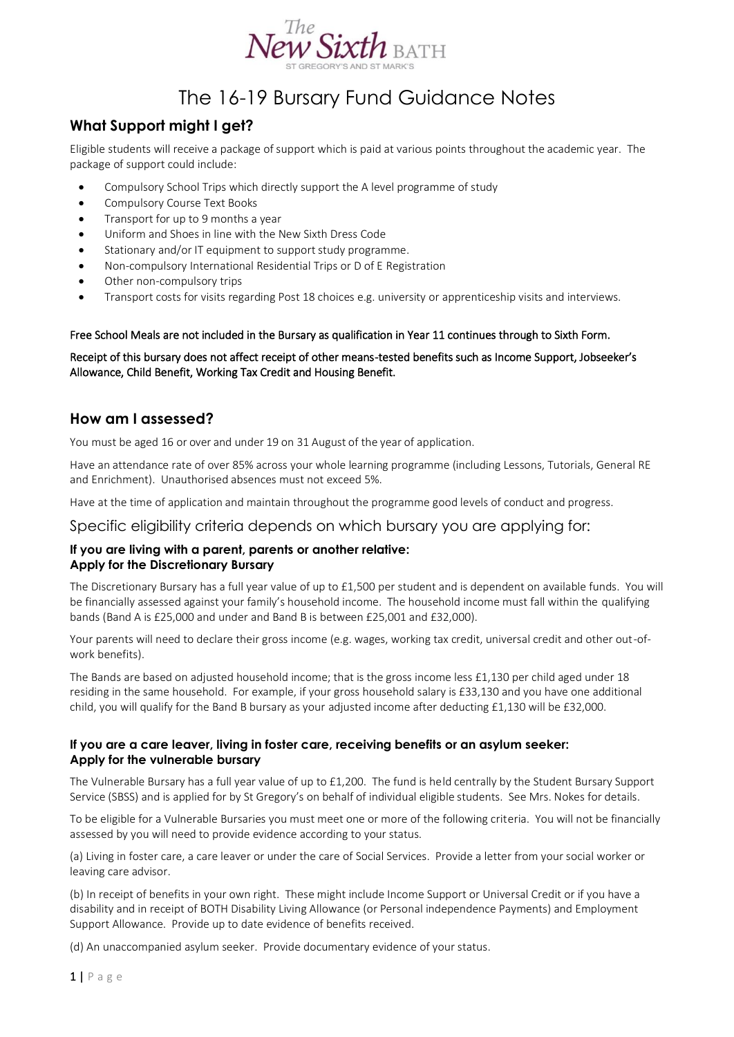The New Sixth BATH
ST GREGORY'S AND ST MARK'S

# The 16-19 Bursary Fund Guidance Notes

## What Support might I get?

Eligible students will receive a package of support which is paid at various points throughout the academic year. The package of support could include:

- Compulsory School Trips which directly support the A level programme of study
- Compulsory Course Text Books
- Transport for up to 9 months a year
- Uniform and Shoes in line with the New Sixth Dress Code
- Stationary and/or IT equipment to support study programme.
- Non-compulsory International Residential Trips or D of E Registration
- Other non-compulsory trips
- Transport costs for visits regarding Post 18 choices e.g. university or apprenticeship visits and interviews.

Free School Meals are not included in the Bursary as qualification in Year 11 continues through to Sixth Form.

Receipt of this bursary does not affect receipt of other means-tested benefits such as Income Support, Jobseeker's Allowance, Child Benefit, Working Tax Credit and Housing Benefit.

## How am I assessed?

You must be aged 16 or over and under 19 on 31 August of the year of application.

Have an attendance rate of over 85% across your whole learning programme (including Lessons, Tutorials, General RE and Enrichment). Unauthorised absences must not exceed 5%.

Have at the time of application and maintain throughout the programme good levels of conduct and progress.

### Specific eligibility criteria depends on which bursary you are applying for:

#### If you are living with a parent, parents or another relative: Apply for the Discretionary Bursary

The Discretionary Bursary has a full year value of up to £1,500 per student and is dependent on available funds. You will be financially assessed against your family's household income. The household income must fall within the qualifying bands (Band A is £25,000 and under and Band B is between £25,001 and £32,000).

Your parents will need to declare their gross income (e.g. wages, working tax credit, universal credit and other out-of-work benefits).

The Bands are based on adjusted household income; that is the gross income less £1,130 per child aged under 18 residing in the same household. For example, if your gross household salary is £33,130 and you have one additional child, you will qualify for the Band B bursary as your adjusted income after deducting £1,130 will be £32,000.

#### If you are a care leaver, living in foster care, receiving benefits or an asylum seeker: Apply for the vulnerable bursary

The Vulnerable Bursary has a full year value of up to £1,200. The fund is held centrally by the Student Bursary Support Service (SBSS) and is applied for by St Gregory's on behalf of individual eligible students. See Mrs. Nokes for details.

To be eligible for a Vulnerable Bursaries you must meet one or more of the following criteria. You will not be financially assessed by you will need to provide evidence according to your status.

(a) Living in foster care, a care leaver or under the care of Social Services. Provide a letter from your social worker or leaving care advisor.

(b) In receipt of benefits in your own right. These might include Income Support or Universal Credit or if you have a disability and in receipt of BOTH Disability Living Allowance (or Personal independence Payments) and Employment Support Allowance. Provide up to date evidence of benefits received.

(d) An unaccompanied asylum seeker. Provide documentary evidence of your status.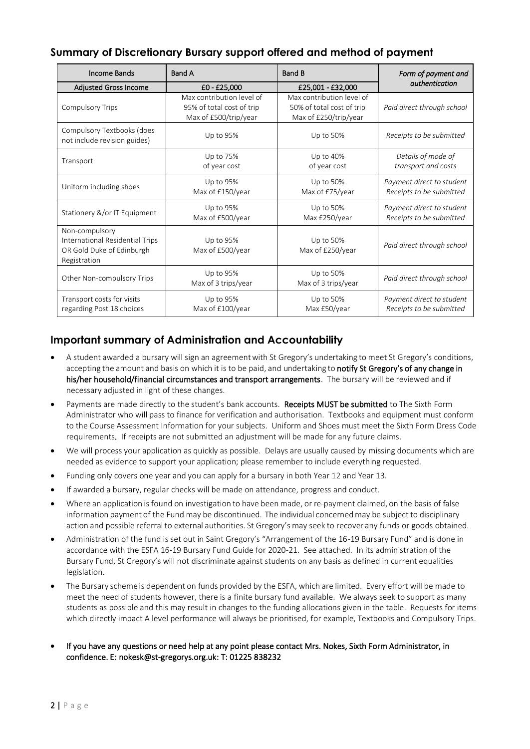## Summary of Discretionary Bursary support offered and method of payment

| Income Bands | Band A | Band B | *Form of payment and authentication* |
|---|---|---|---|
| Adjusted Gross Income | £0 - £25,000 | £25,001 - £32,000 | |
| Compulsory Trips | Max contribution level of 95% of total cost of trip Max of £500/trip/year | Max contribution level of 50% of total cost of trip Max of £250/trip/year | *Paid direct through school* |
| Compulsory Textbooks (does not include revision guides) | Up to 95% | Up to 50% | *Receipts to be submitted* |
| Transport | Up to 75% of year cost | Up to 40% of year cost | *Details of mode of transport and costs* |
| Uniform including shoes | Up to 95% Max of £150/year | Up to 50% Max of £75/year | *Payment direct to student Receipts to be submitted* |
| Stationery &/or IT Equipment | Up to 95% Max of £500/year | Up to 50% Max £250/year | *Payment direct to student Receipts to be submitted* |
| Non-compulsory International Residential Trips OR Gold Duke of Edinburgh Registration | Up to 95% Max of £500/year | Up to 50% Max of £250/year | *Paid direct through school* |
| Other Non-compulsory Trips | Up to 95% Max of 3 trips/year | Up to 50% Max of 3 trips/year | *Paid direct through school* |
| Transport costs for visits regarding Post 18 choices | Up to 95% Max of £100/year | Up to 50% Max £50/year | *Payment direct to student Receipts to be submitted* |

## Important summary of Administration and Accountability

- A student awarded a bursary will sign an agreement with St Gregory's undertaking to meet St Gregory's conditions, accepting the amount and basis on which it is to be paid, and undertaking to **notify St Gregory's of any change in his/her household/financial circumstances and transport arrangements**. The bursary will be reviewed and if necessary adjusted in light of these changes.
- Payments are made directly to the student's bank accounts. **Receipts MUST be submitted** to The Sixth Form Administrator who will pass to finance for verification and authorisation. Textbooks and equipment must conform to the Course Assessment Information for your subjects. Uniform and Shoes must meet the Sixth Form Dress Code requirements**.** If receipts are not submitted an adjustment will be made for any future claims.
- We will process your application as quickly as possible. Delays are usually caused by missing documents which are needed as evidence to support your application; please remember to include everything requested.
- Funding only covers one year and you can apply for a bursary in both Year 12 and Year 13.
- If awarded a bursary, regular checks will be made on attendance, progress and conduct.
- Where an application is found on investigation to have been made, or re-payment claimed, on the basis of false information payment of the Fund may be discontinued. The individual concerned may be subject to disciplinary action and possible referral to external authorities. St Gregory's may seek to recover any funds or goods obtained.
- Administration of the fund is set out in Saint Gregory's "Arrangement of the 16-19 Bursary Fund" and is done in accordance with the ESFA 16-19 Bursary Fund Guide for 2020-21. See attached. In its administration of the Bursary Fund, St Gregory's will not discriminate against students on any basis as defined in current equalities legislation.
- The Bursary scheme is dependent on funds provided by the ESFA, which are limited. Every effort will be made to meet the need of students however, there is a finite bursary fund available. We always seek to support as many students as possible and this may result in changes to the funding allocations given in the table. Requests for items which directly impact A level performance will always be prioritised, for example, Textbooks and Compulsory Trips.

- **If you have any questions or need help at any point please contact Mrs. Nokes, Sixth Form Administrator, in confidence. E: nokesk@st-gregorys.org.uk: T: 01225 838232**